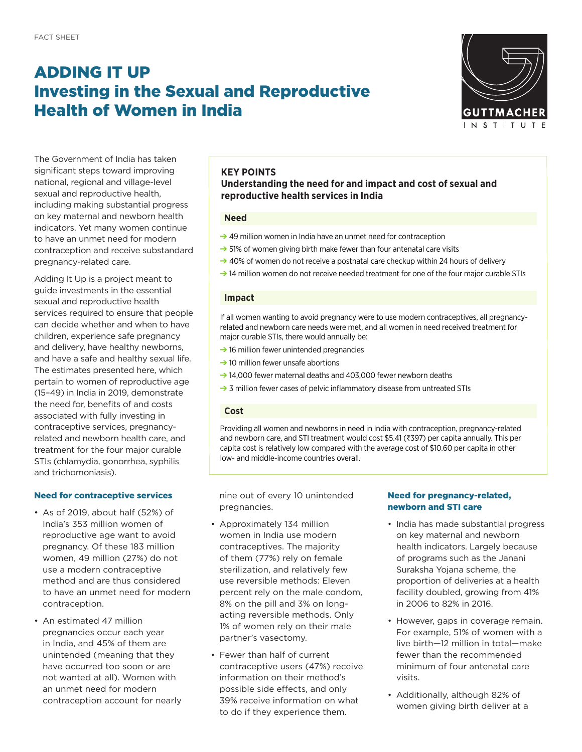FACT SHEET

# ADDING IT UP
# Investing in the Sexual and Reproductive Health of Women in India

The Government of India has taken significant steps toward improving national, regional and village-level sexual and reproductive health, including making substantial progress on key maternal and newborn health indicators. Yet many women continue to have an unmet need for modern contraception and receive substandard pregnancy-related care.

Adding It Up is a project meant to guide investments in the essential sexual and reproductive health services required to ensure that people can decide whether and when to have children, experience safe pregnancy and delivery, have healthy newborns, and have a safe and healthy sexual life. The estimates presented here, which pertain to women of reproductive age (15–49) in India in 2019, demonstrate the need for, benefits of and costs associated with fully investing in contraceptive services, pregnancy-related and newborn health care, and treatment for the four major curable STIs (chlamydia, gonorrhea, syphilis and trichomoniasis).

> **KEY POINTS**
>
> **Understanding the need for and impact and cost of sexual and reproductive health services in India**
>
> **Need**
>
> - 49 million women in India have an unmet need for contraception
> - 51% of women giving birth make fewer than four antenatal care visits
> - 40% of women do not receive a postnatal care checkup within 24 hours of delivery
> - 14 million women do not receive needed treatment for one of the four major curable STIs
>
> **Impact**
>
> If all women wanting to avoid pregnancy were to use modern contraceptives, all pregnancy-related and newborn care needs were met, and all women in need received treatment for major curable STIs, there would annually be:
>
> - 16 million fewer unintended pregnancies
> - 10 million fewer unsafe abortions
> - 14,000 fewer maternal deaths and 403,000 fewer newborn deaths
> - 3 million fewer cases of pelvic inflammatory disease from untreated STIs
>
> **Cost**
>
> Providing all women and newborns in need in India with contraception, pregnancy-related and newborn care, and STI treatment would cost $5.41 (₹397) per capita annually. This per capita cost is relatively low compared with the average cost of $10.60 per capita in other low- and middle-income countries overall.

## Need for contraceptive services

- As of 2019, about half (52%) of India's 353 million women of reproductive age want to avoid pregnancy. Of these 183 million women, 49 million (27%) do not use a modern contraceptive method and are thus considered to have an unmet need for modern contraception.
- An estimated 47 million pregnancies occur each year in India, and 45% of them are unintended (meaning that they have occurred too soon or are not wanted at all). Women with an unmet need for modern contraception account for nearly nine out of every 10 unintended pregnancies.
- Approximately 134 million women in India use modern contraceptives. The majority of them (77%) rely on female sterilization, and relatively few use reversible methods: Eleven percent rely on the male condom, 8% on the pill and 3% on long-acting reversible methods. Only 1% of women rely on their male partner's vasectomy.
- Fewer than half of current contraceptive users (47%) receive information on their method's possible side effects, and only 39% receive information on what to do if they experience them.

## Need for pregnancy-related, newborn and STI care

- India has made substantial progress on key maternal and newborn health indicators. Largely because of programs such as the Janani Suraksha Yojana scheme, the proportion of deliveries at a health facility doubled, growing from 41% in 2006 to 82% in 2016.
- However, gaps in coverage remain. For example, 51% of women with a live birth—12 million in total—make fewer than the recommended minimum of four antenatal care visits.
- Additionally, although 82% of women giving birth deliver at a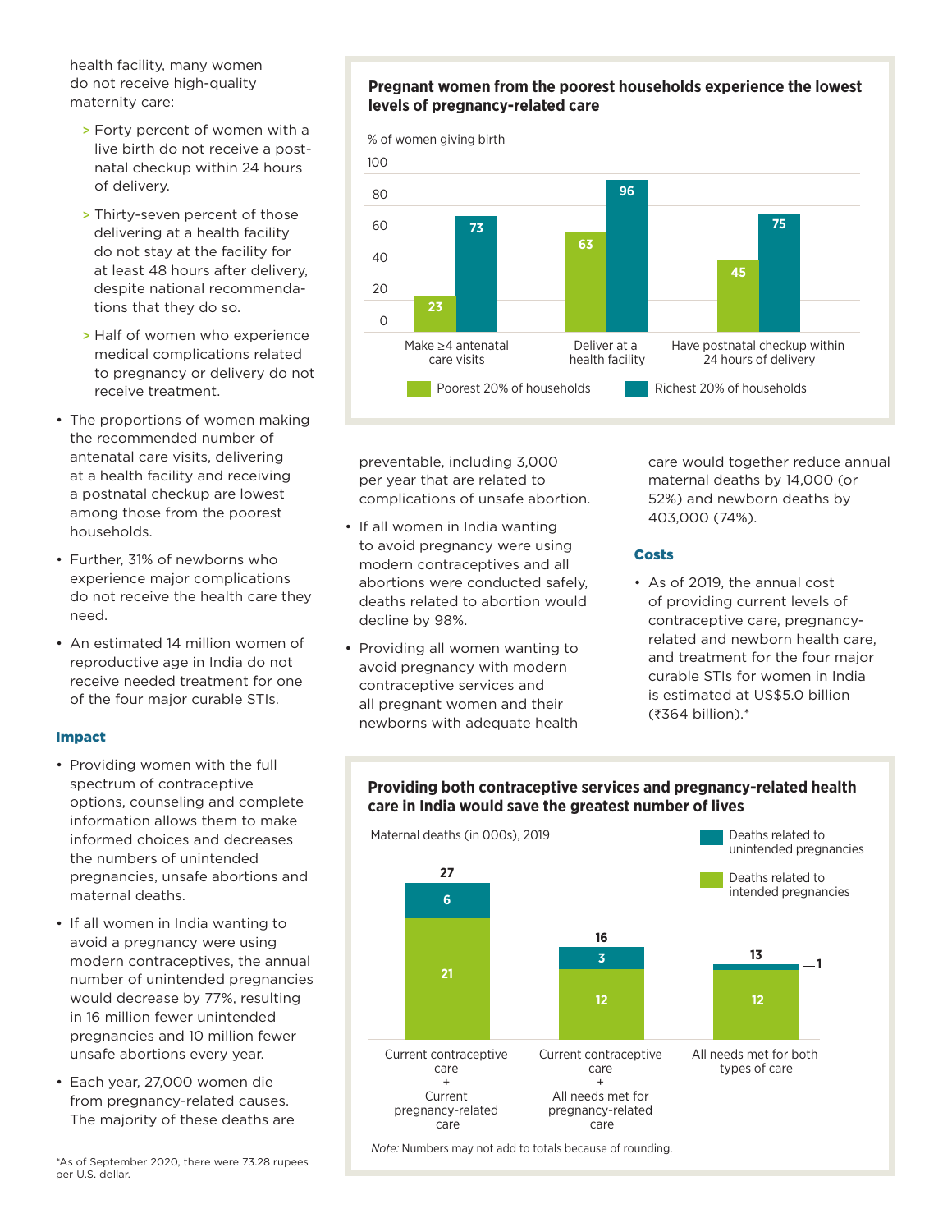health facility, many women do not receive high-quality maternity care:

> Forty percent of women with a live birth do not receive a postnatal checkup within 24 hours of delivery.

> Thirty-seven percent of those delivering at a health facility do not stay at the facility for at least 48 hours after delivery, despite national recommendations that they do so.

> Half of women who experience medical complications related to pregnancy or delivery do not receive treatment.

- The proportions of women making the recommended number of antenatal care visits, delivering at a health facility and receiving a postnatal checkup are lowest among those from the poorest households.
- Further, 31% of newborns who experience major complications do not receive the health care they need.
- An estimated 14 million women of reproductive age in India do not receive needed treatment for one of the four major curable STIs.

### Impact

- Providing women with the full spectrum of contraceptive options, counseling and complete information allows them to make informed choices and decreases the numbers of unintended pregnancies, unsafe abortions and maternal deaths.
- If all women in India wanting to avoid a pregnancy were using modern contraceptives, the annual number of unintended pregnancies would decrease by 77%, resulting in 16 million fewer unintended pregnancies and 10 million fewer unsafe abortions every year.
- Each year, 27,000 women die from pregnancy-related causes. The majority of these deaths are preventable, including 3,000 per year that are related to complications of unsafe abortion.
- If all women in India wanting to avoid pregnancy were using modern contraceptives and all abortions were conducted safely, deaths related to abortion would decline by 98%.
- Providing all women wanting to avoid pregnancy with modern contraceptive services and all pregnant women and their newborns with adequate health care would together reduce annual maternal deaths by 14,000 (or 52%) and newborn deaths by 403,000 (74%).

### Costs

- As of 2019, the annual cost of providing current levels of contraceptive care, pregnancy-related and newborn health care, and treatment for the four major curable STIs for women in India is estimated at US$5.0 billion (₹364 billion).*

**Pregnant women from the poorest households experience the lowest levels of pregnancy-related care**

% of women giving birth

| | Poorest 20% of households | Richest 20% of households |
|---|---|---|
| Make ≥4 antenatal care visits | 23 | 73 |
| Deliver at a health facility | 63 | 96 |
| Have postnatal checkup within 24 hours of delivery | 45 | 75 |

**Providing both contraceptive services and pregnancy-related health care in India would save the greatest number of lives**

Maternal deaths (in 000s), 2019

| | Deaths related to intended pregnancies | Deaths related to unintended pregnancies | Total |
|---|---|---|---|
| Current contraceptive care + Current pregnancy-related care | 21 | 6 | 27 |
| Current contraceptive care + All needs met for pregnancy-related care | 12 | 3 | 16 |
| All needs met for both types of care | 12 | 1 | 13 |

*Note:* Numbers may not add to totals because of rounding.

*As of September 2020, there were 73.28 rupees per U.S. dollar.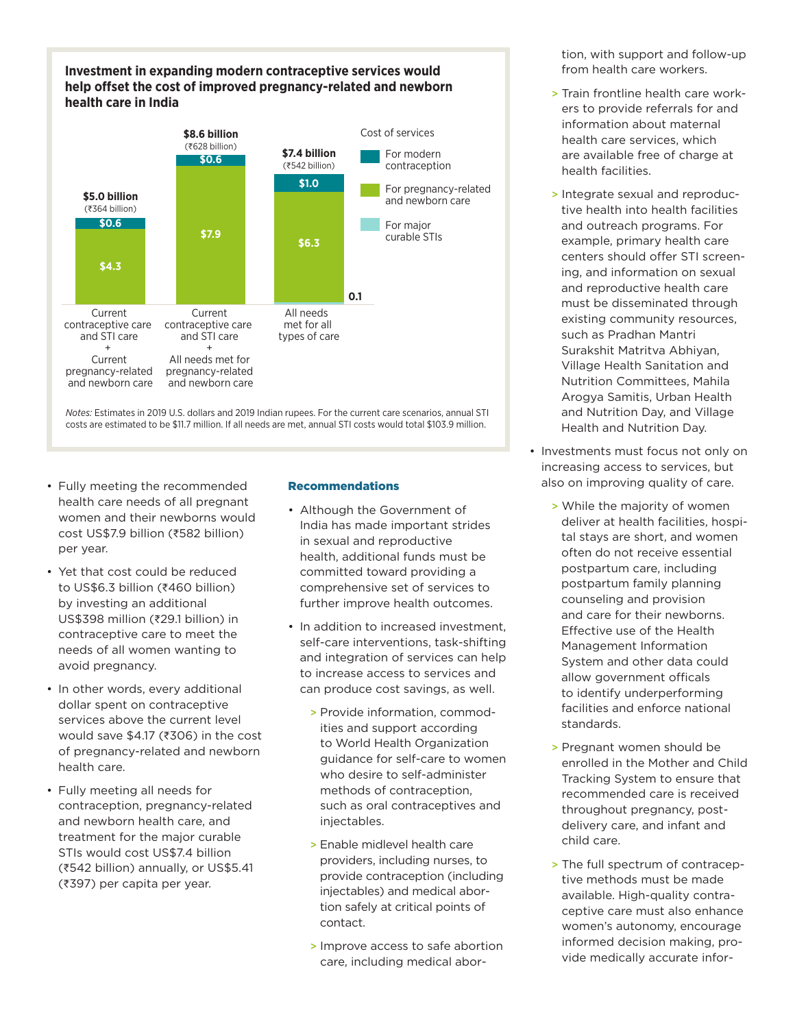**Investment in expanding modern contraceptive services would help offset the cost of improved pregnancy-related and newborn health care in India**

| Scenario | Total | For modern contraception | For pregnancy-related and newborn care | For major curable STIs |
|---|---|---|---|---|
| Current contraceptive care and STI care + Current pregnancy-related and newborn care | $5.0 billion (₹364 billion) | $0.6 | $4.3 | |
| Current contraceptive care and STI care + All needs met for pregnancy-related and newborn care | $8.6 billion (₹628 billion) | $0.6 | $7.9 | |
| All needs met for all types of care | $7.4 billion (₹542 billion) | $1.0 | $6.3 | 0.1 |

*Notes:* Estimates in 2019 U.S. dollars and 2019 Indian rupees. For the current care scenarios, annual STI costs are estimated to be $11.7 million. If all needs are met, annual STI costs would total $103.9 million.

- Fully meeting the recommended health care needs of all pregnant women and their newborns would cost US$7.9 billion (₹582 billion) per year.
- Yet that cost could be reduced to US$6.3 billion (₹460 billion) by investing an additional US$398 million (₹29.1 billion) in contraceptive care to meet the needs of all women wanting to avoid pregnancy.
- In other words, every additional dollar spent on contraceptive services above the current level would save $4.17 (₹306) in the cost of pregnancy-related and newborn health care.
- Fully meeting all needs for contraception, pregnancy-related and newborn health care, and treatment for the major curable STIs would cost US$7.4 billion (₹542 billion) annually, or US$5.41 (₹397) per capita per year.

## Recommendations

- Although the Government of India has made important strides in sexual and reproductive health, additional funds must be committed toward providing a comprehensive set of services to further improve health outcomes.
- In addition to increased investment, self-care interventions, task-shifting and integration of services can help to increase access to services and can produce cost savings, as well.
  - Provide information, commodities and support according to World Health Organization guidance for self-care to women who desire to self-administer methods of contraception, such as oral contraceptives and injectables.
  - Enable midlevel health care providers, including nurses, to provide contraception (including injectables) and medical abortion safely at critical points of contact.
  - Improve access to safe abortion care, including medical abortion, with support and follow-up from health care workers.
  - Train frontline health care workers to provide referrals for and information about maternal health care services, which are available free of charge at health facilities.
  - Integrate sexual and reproductive health into health facilities and outreach programs. For example, primary health care centers should offer STI screening, and information on sexual and reproductive health care must be disseminated through existing community resources, such as Pradhan Mantri Surakshit Matritva Abhiyan, Village Health Sanitation and Nutrition Committees, Mahila Arogya Samitis, Urban Health and Nutrition Day, and Village Health and Nutrition Day.
- Investments must focus not only on increasing access to services, but also on improving quality of care.
  - While the majority of women deliver at health facilities, hospital stays are short, and women often do not receive essential postpartum care, including postpartum family planning counseling and provision and care for their newborns. Effective use of the Health Management Information System and other data could allow government officals to identify underperforming facilities and enforce national standards.
  - Pregnant women should be enrolled in the Mother and Child Tracking System to ensure that recommended care is received throughout pregnancy, post-delivery care, and infant and child care.
  - The full spectrum of contraceptive methods must be made available. High-quality contraceptive care must also enhance women's autonomy, encourage informed decision making, provide medically accurate infor-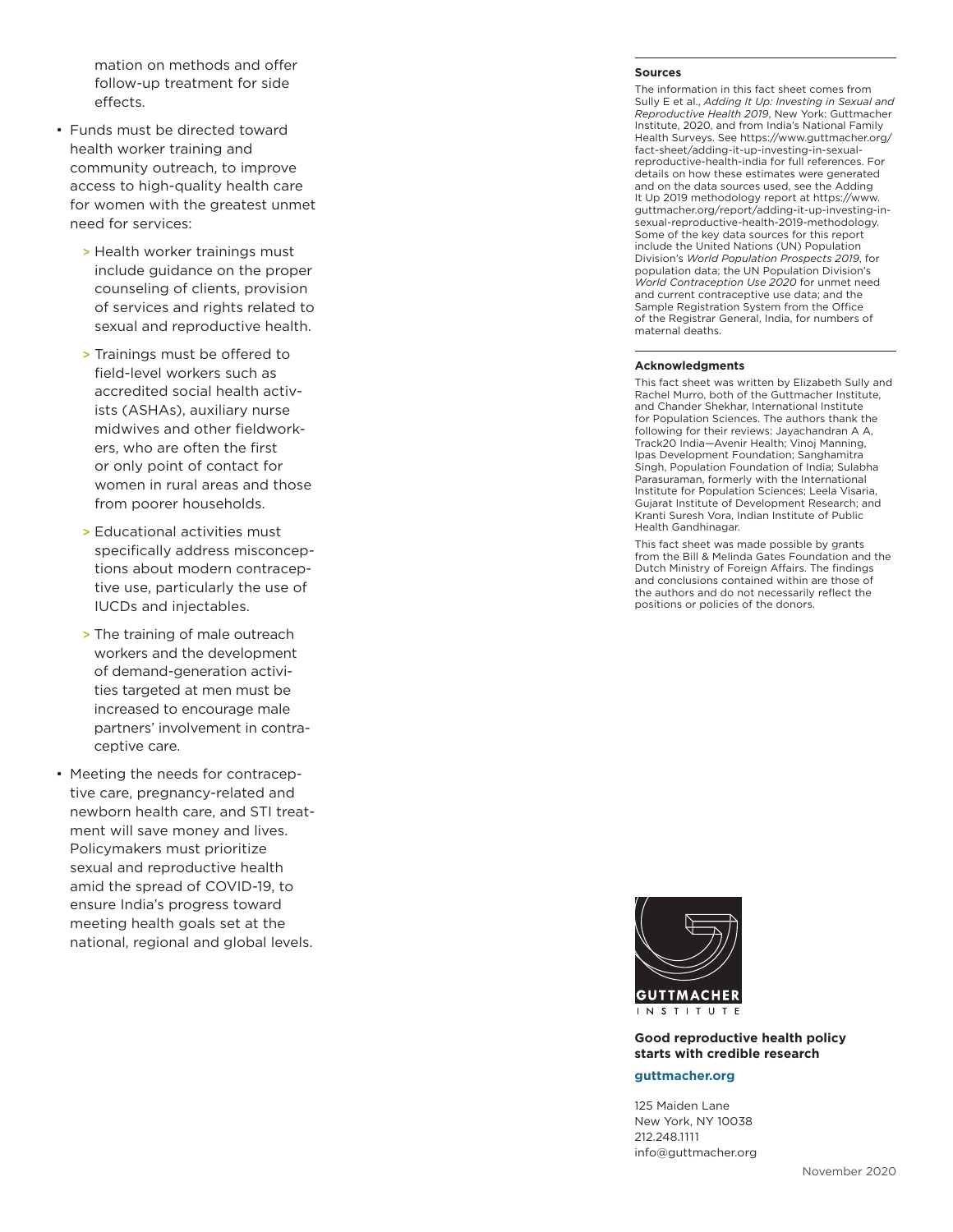mation on methods and offer follow-up treatment for side effects.

- Funds must be directed toward health worker training and community outreach, to improve access to high-quality health care for women with the greatest unmet need for services:
  - Health worker trainings must include guidance on the proper counseling of clients, provision of services and rights related to sexual and reproductive health.
  - Trainings must be offered to field-level workers such as accredited social health activists (ASHAs), auxiliary nurse midwives and other fieldworkers, who are often the first or only point of contact for women in rural areas and those from poorer households.
  - Educational activities must specifically address misconceptions about modern contraceptive use, particularly the use of IUCDs and injectables.
  - The training of male outreach workers and the development of demand-generation activities targeted at men must be increased to encourage male partners' involvement in contraceptive care.
- Meeting the needs for contraceptive care, pregnancy-related and newborn health care, and STI treatment will save money and lives. Policymakers must prioritize sexual and reproductive health amid the spread of COVID-19, to ensure India's progress toward meeting health goals set at the national, regional and global levels.

**Sources**

The information in this fact sheet comes from Sully E et al., *Adding It Up: Investing in Sexual and Reproductive Health 2019*, New York: Guttmacher Institute, 2020, and from India's National Family Health Surveys. See https://www.guttmacher.org/fact-sheet/adding-it-up-investing-in-sexual-reproductive-health-india for full references. For details on how these estimates were generated and on the data sources used, see the Adding It Up 2019 methodology report at https://www.guttmacher.org/report/adding-it-up-investing-in-sexual-reproductive-health-2019-methodology. Some of the key data sources for this report include the United Nations (UN) Population Division's *World Population Prospects 2019*, for population data; the UN Population Division's *World Contraception Use 2020* for unmet need and current contraceptive use data; and the Sample Registration System from the Office of the Registrar General, India, for numbers of maternal deaths.

**Acknowledgments**

This fact sheet was written by Elizabeth Sully and Rachel Murro, both of the Guttmacher Institute, and Chander Shekhar, International Institute for Population Sciences. The authors thank the following for their reviews: Jayachandran A A, Track20 India—Avenir Health; Vinoj Manning, Ipas Development Foundation; Sanghamitra Singh, Population Foundation of India; Sulabha Parasuraman, formerly with the International Institute for Population Sciences; Leela Visaria, Gujarat Institute of Development Research; and Kranti Suresh Vora, Indian Institute of Public Health Gandhinagar.

This fact sheet was made possible by grants from the Bill & Melinda Gates Foundation and the Dutch Ministry of Foreign Affairs. The findings and conclusions contained within are those of the authors and do not necessarily reflect the positions or policies of the donors.

GUTTMACHER INSTITUTE

**Good reproductive health policy starts with credible research**

**guttmacher.org**

125 Maiden Lane
New York, NY 10038
212.248.1111
info@guttmacher.org

November 2020